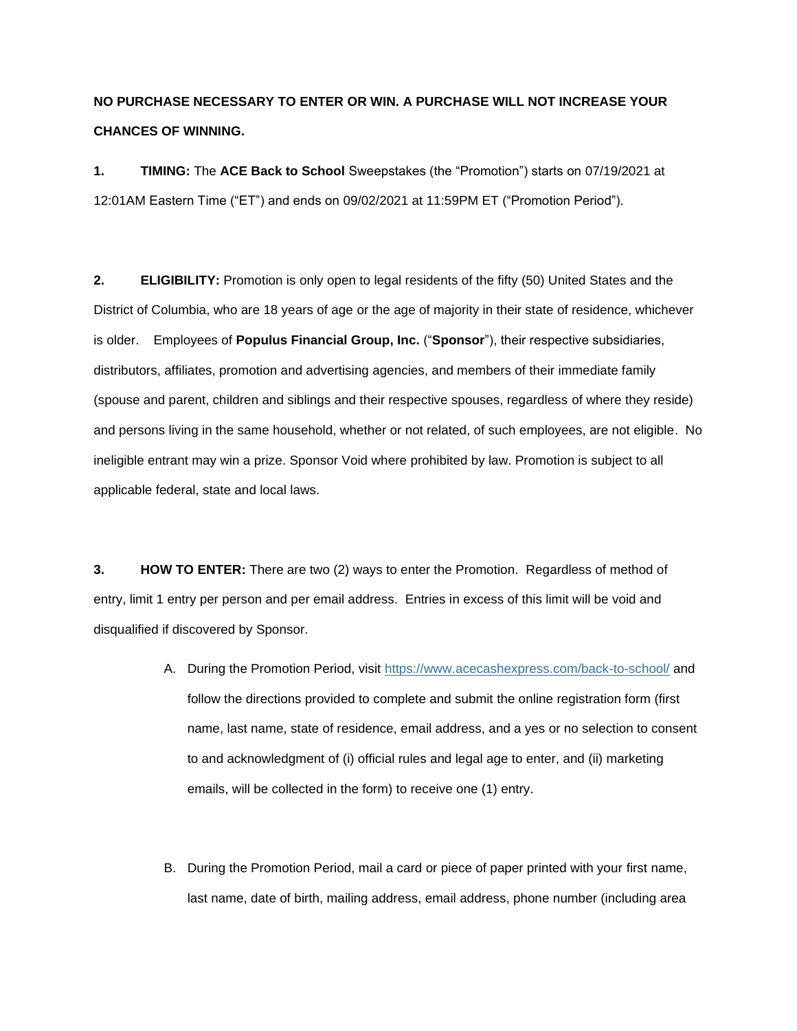**NO PURCHASE NECESSARY TO ENTER OR WIN. A PURCHASE WILL NOT INCREASE YOUR CHANCES OF WINNING.**

**1. TIMING:** The **ACE Back to School** Sweepstakes (the "Promotion") starts on 07/19/2021 at 12:01AM Eastern Time ("ET") and ends on 09/02/2021 at 11:59PM ET ("Promotion Period").

**2. ELIGIBILITY:** Promotion is only open to legal residents of the fifty (50) United States and the District of Columbia, who are 18 years of age or the age of majority in their state of residence, whichever is older. Employees of **Populus Financial Group, Inc.** ("**Sponsor**"), their respective subsidiaries, distributors, affiliates, promotion and advertising agencies, and members of their immediate family (spouse and parent, children and siblings and their respective spouses, regardless of where they reside) and persons living in the same household, whether or not related, of such employees, are not eligible. No ineligible entrant may win a prize. Sponsor Void where prohibited by law. Promotion is subject to all applicable federal, state and local laws.

**3. HOW TO ENTER:** There are two (2) ways to enter the Promotion. Regardless of method of entry, limit 1 entry per person and per email address. Entries in excess of this limit will be void and disqualified if discovered by Sponsor.

A. During the Promotion Period, visit [https://www.acecashexpress.com/back-to-school/](https://www.acecashexpress.com/back-to-school/) and follow the directions provided to complete and submit the online registration form (first name, last name, state of residence, email address, and a yes or no selection to consent to and acknowledgment of (i) official rules and legal age to enter, and (ii) marketing emails, will be collected in the form) to receive one (1) entry.

B. During the Promotion Period, mail a card or piece of paper printed with your first name, last name, date of birth, mailing address, email address, phone number (including area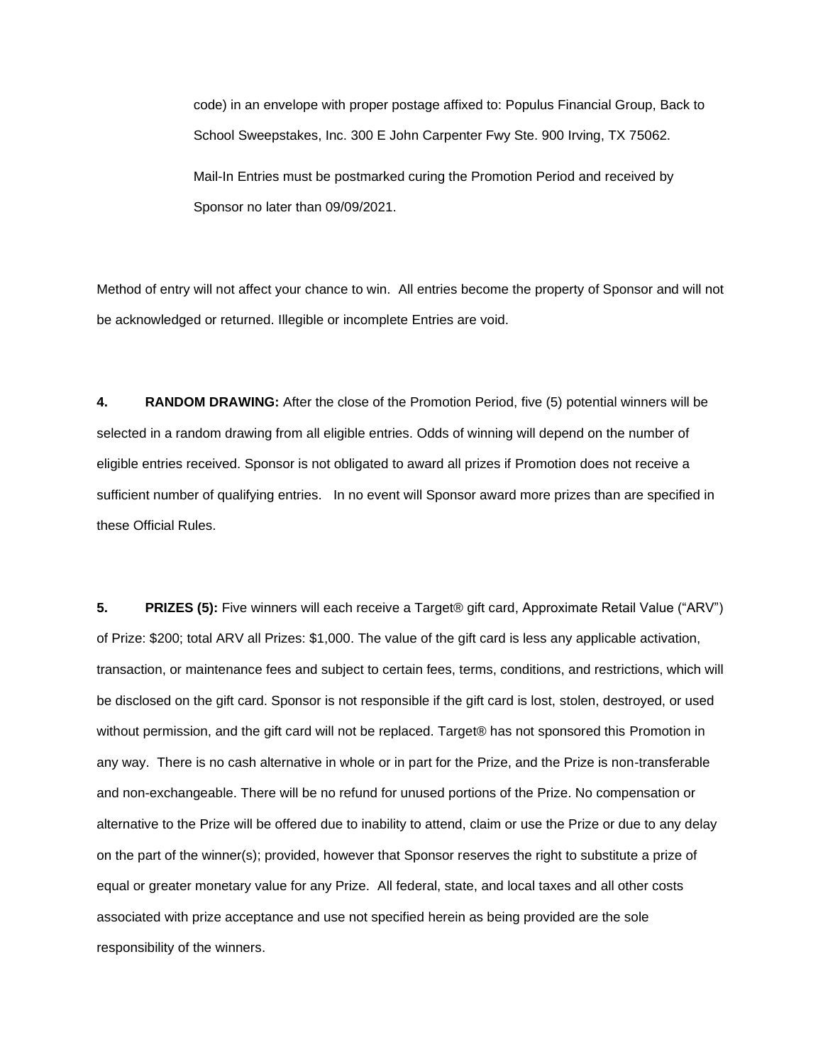code) in an envelope with proper postage affixed to: Populus Financial Group, Back to School Sweepstakes, Inc. 300 E John Carpenter Fwy Ste. 900 Irving, TX 75062.

Mail-In Entries must be postmarked curing the Promotion Period and received by Sponsor no later than 09/09/2021.

Method of entry will not affect your chance to win. All entries become the property of Sponsor and will not be acknowledged or returned. Illegible or incomplete Entries are void.

**4. RANDOM DRAWING:** After the close of the Promotion Period, five (5) potential winners will be selected in a random drawing from all eligible entries. Odds of winning will depend on the number of eligible entries received. Sponsor is not obligated to award all prizes if Promotion does not receive a sufficient number of qualifying entries. In no event will Sponsor award more prizes than are specified in these Official Rules.

**5. PRIZES (5):** Five winners will each receive a Target® gift card, Approximate Retail Value ("ARV") of Prize: $200; total ARV all Prizes: $1,000. The value of the gift card is less any applicable activation, transaction, or maintenance fees and subject to certain fees, terms, conditions, and restrictions, which will be disclosed on the gift card. Sponsor is not responsible if the gift card is lost, stolen, destroyed, or used without permission, and the gift card will not be replaced. Target® has not sponsored this Promotion in any way. There is no cash alternative in whole or in part for the Prize, and the Prize is non-transferable and non-exchangeable. There will be no refund for unused portions of the Prize. No compensation or alternative to the Prize will be offered due to inability to attend, claim or use the Prize or due to any delay on the part of the winner(s); provided, however that Sponsor reserves the right to substitute a prize of equal or greater monetary value for any Prize. All federal, state, and local taxes and all other costs associated with prize acceptance and use not specified herein as being provided are the sole responsibility of the winners.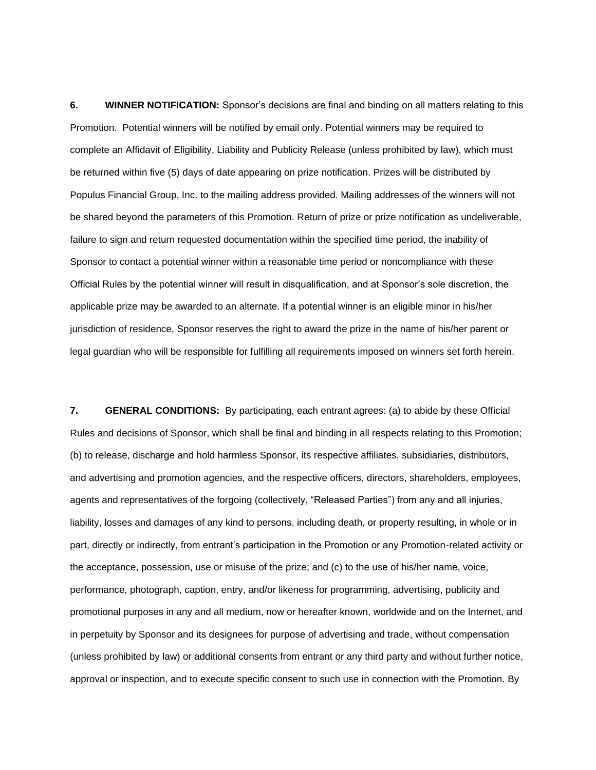**6. WINNER NOTIFICATION:** Sponsor's decisions are final and binding on all matters relating to this Promotion. Potential winners will be notified by email only. Potential winners may be required to complete an Affidavit of Eligibility, Liability and Publicity Release (unless prohibited by law), which must be returned within five (5) days of date appearing on prize notification. Prizes will be distributed by Populus Financial Group, Inc. to the mailing address provided. Mailing addresses of the winners will not be shared beyond the parameters of this Promotion. Return of prize or prize notification as undeliverable, failure to sign and return requested documentation within the specified time period, the inability of Sponsor to contact a potential winner within a reasonable time period or noncompliance with these Official Rules by the potential winner will result in disqualification, and at Sponsor's sole discretion, the applicable prize may be awarded to an alternate. If a potential winner is an eligible minor in his/her jurisdiction of residence, Sponsor reserves the right to award the prize in the name of his/her parent or legal guardian who will be responsible for fulfilling all requirements imposed on winners set forth herein.

**7. GENERAL CONDITIONS:** By participating, each entrant agrees: (a) to abide by these Official Rules and decisions of Sponsor, which shall be final and binding in all respects relating to this Promotion; (b) to release, discharge and hold harmless Sponsor, its respective affiliates, subsidiaries, distributors, and advertising and promotion agencies, and the respective officers, directors, shareholders, employees, agents and representatives of the forgoing (collectively, "Released Parties") from any and all injuries, liability, losses and damages of any kind to persons, including death, or property resulting, in whole or in part, directly or indirectly, from entrant's participation in the Promotion or any Promotion-related activity or the acceptance, possession, use or misuse of the prize; and (c) to the use of his/her name, voice, performance, photograph, caption, entry, and/or likeness for programming, advertising, publicity and promotional purposes in any and all medium, now or hereafter known, worldwide and on the Internet, and in perpetuity by Sponsor and its designees for purpose of advertising and trade, without compensation (unless prohibited by law) or additional consents from entrant or any third party and without further notice, approval or inspection, and to execute specific consent to such use in connection with the Promotion. By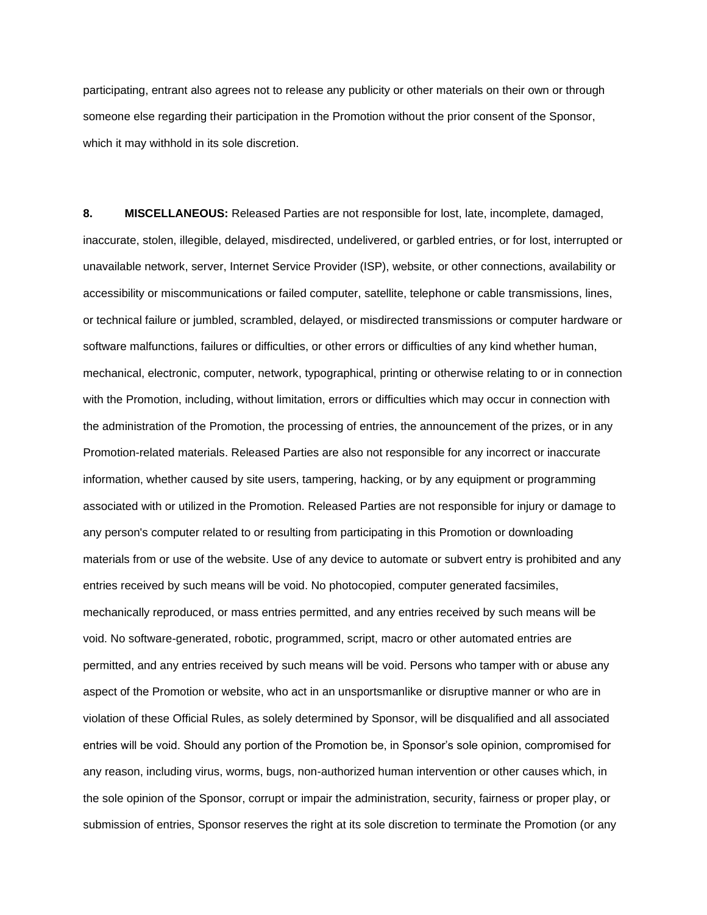participating, entrant also agrees not to release any publicity or other materials on their own or through someone else regarding their participation in the Promotion without the prior consent of the Sponsor, which it may withhold in its sole discretion.

**8. MISCELLANEOUS:** Released Parties are not responsible for lost, late, incomplete, damaged, inaccurate, stolen, illegible, delayed, misdirected, undelivered, or garbled entries, or for lost, interrupted or unavailable network, server, Internet Service Provider (ISP), website, or other connections, availability or accessibility or miscommunications or failed computer, satellite, telephone or cable transmissions, lines, or technical failure or jumbled, scrambled, delayed, or misdirected transmissions or computer hardware or software malfunctions, failures or difficulties, or other errors or difficulties of any kind whether human, mechanical, electronic, computer, network, typographical, printing or otherwise relating to or in connection with the Promotion, including, without limitation, errors or difficulties which may occur in connection with the administration of the Promotion, the processing of entries, the announcement of the prizes, or in any Promotion-related materials. Released Parties are also not responsible for any incorrect or inaccurate information, whether caused by site users, tampering, hacking, or by any equipment or programming associated with or utilized in the Promotion. Released Parties are not responsible for injury or damage to any person's computer related to or resulting from participating in this Promotion or downloading materials from or use of the website. Use of any device to automate or subvert entry is prohibited and any entries received by such means will be void. No photocopied, computer generated facsimiles, mechanically reproduced, or mass entries permitted, and any entries received by such means will be void. No software-generated, robotic, programmed, script, macro or other automated entries are permitted, and any entries received by such means will be void. Persons who tamper with or abuse any aspect of the Promotion or website, who act in an unsportsmanlike or disruptive manner or who are in violation of these Official Rules, as solely determined by Sponsor, will be disqualified and all associated entries will be void. Should any portion of the Promotion be, in Sponsor's sole opinion, compromised for any reason, including virus, worms, bugs, non-authorized human intervention or other causes which, in the sole opinion of the Sponsor, corrupt or impair the administration, security, fairness or proper play, or submission of entries, Sponsor reserves the right at its sole discretion to terminate the Promotion (or any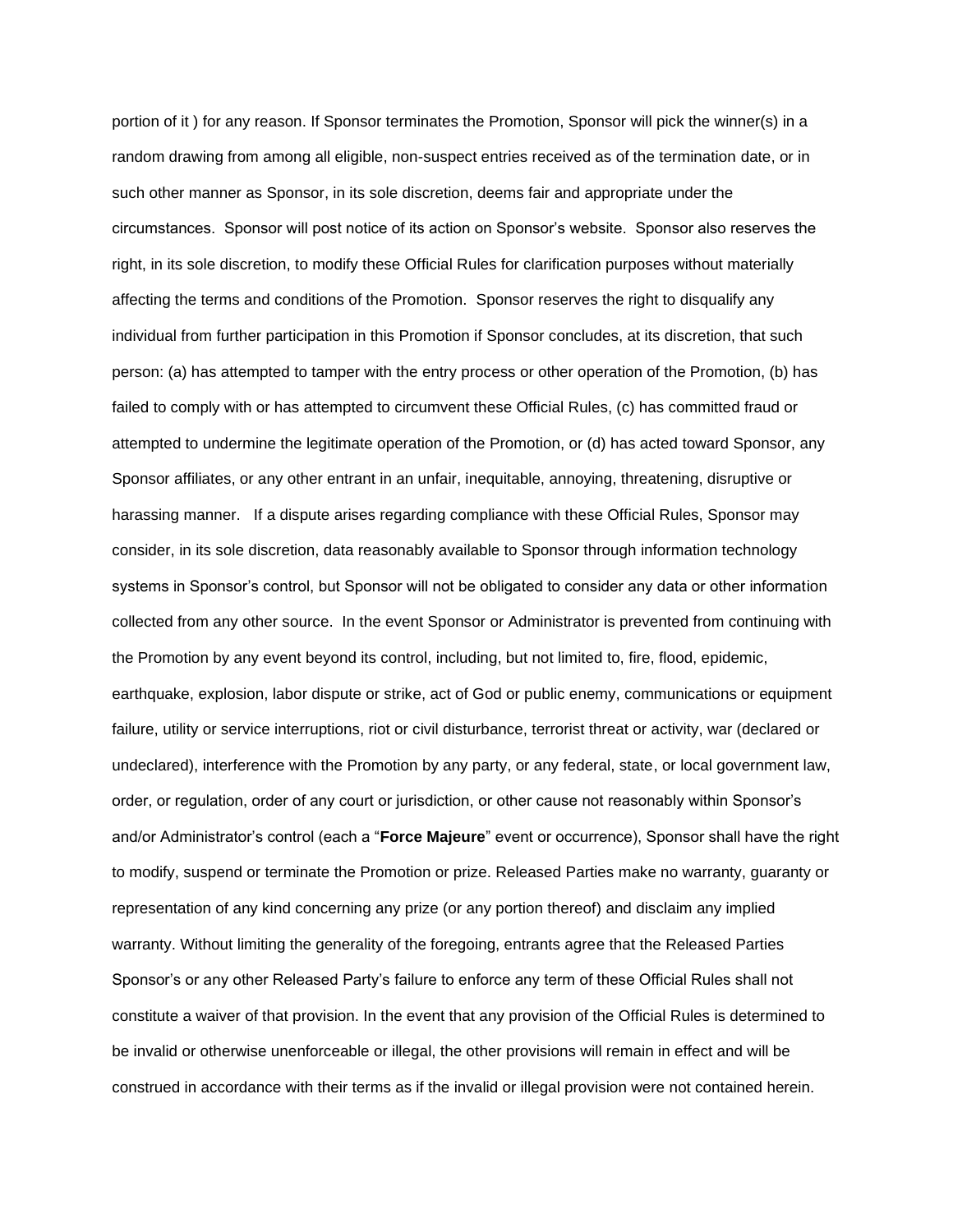portion of it ) for any reason. If Sponsor terminates the Promotion, Sponsor will pick the winner(s) in a random drawing from among all eligible, non-suspect entries received as of the termination date, or in such other manner as Sponsor, in its sole discretion, deems fair and appropriate under the circumstances. Sponsor will post notice of its action on Sponsor's website. Sponsor also reserves the right, in its sole discretion, to modify these Official Rules for clarification purposes without materially affecting the terms and conditions of the Promotion. Sponsor reserves the right to disqualify any individual from further participation in this Promotion if Sponsor concludes, at its discretion, that such person: (a) has attempted to tamper with the entry process or other operation of the Promotion, (b) has failed to comply with or has attempted to circumvent these Official Rules, (c) has committed fraud or attempted to undermine the legitimate operation of the Promotion, or (d) has acted toward Sponsor, any Sponsor affiliates, or any other entrant in an unfair, inequitable, annoying, threatening, disruptive or harassing manner. If a dispute arises regarding compliance with these Official Rules, Sponsor may consider, in its sole discretion, data reasonably available to Sponsor through information technology systems in Sponsor's control, but Sponsor will not be obligated to consider any data or other information collected from any other source. In the event Sponsor or Administrator is prevented from continuing with the Promotion by any event beyond its control, including, but not limited to, fire, flood, epidemic, earthquake, explosion, labor dispute or strike, act of God or public enemy, communications or equipment failure, utility or service interruptions, riot or civil disturbance, terrorist threat or activity, war (declared or undeclared), interference with the Promotion by any party, or any federal, state, or local government law, order, or regulation, order of any court or jurisdiction, or other cause not reasonably within Sponsor's and/or Administrator's control (each a "**Force Majeure**" event or occurrence), Sponsor shall have the right to modify, suspend or terminate the Promotion or prize. Released Parties make no warranty, guaranty or representation of any kind concerning any prize (or any portion thereof) and disclaim any implied warranty. Without limiting the generality of the foregoing, entrants agree that the Released Parties Sponsor's or any other Released Party's failure to enforce any term of these Official Rules shall not constitute a waiver of that provision. In the event that any provision of the Official Rules is determined to be invalid or otherwise unenforceable or illegal, the other provisions will remain in effect and will be construed in accordance with their terms as if the invalid or illegal provision were not contained herein.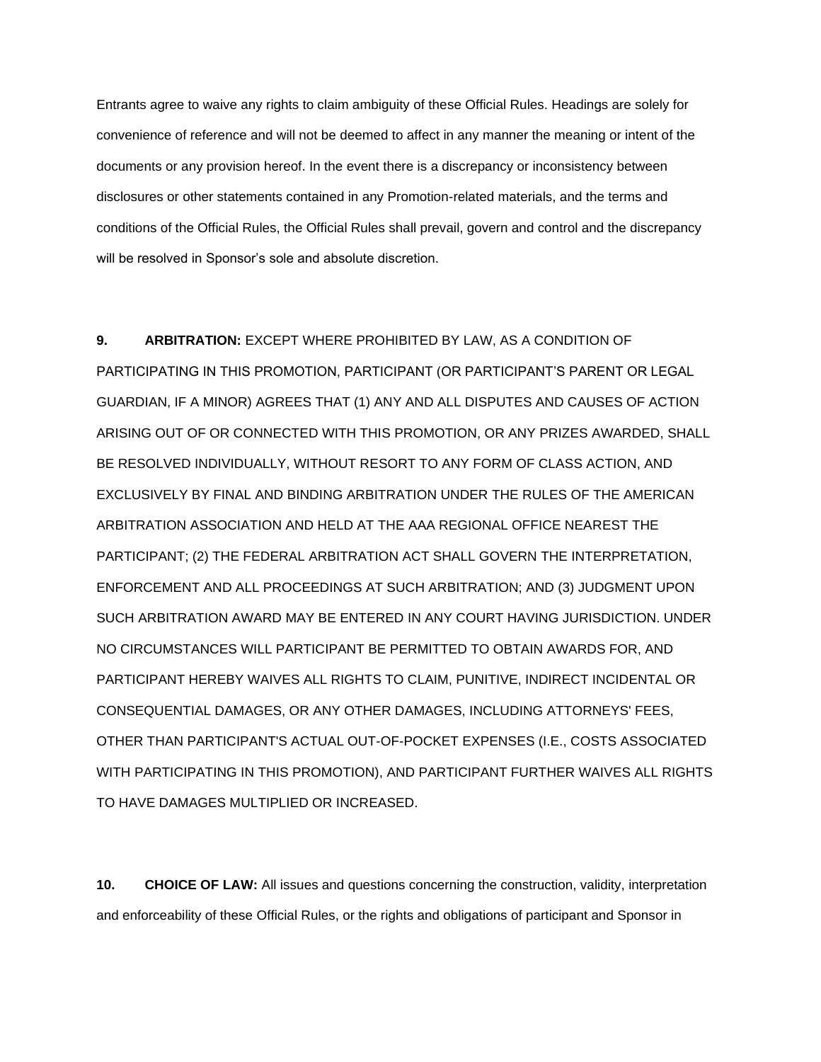Entrants agree to waive any rights to claim ambiguity of these Official Rules. Headings are solely for convenience of reference and will not be deemed to affect in any manner the meaning or intent of the documents or any provision hereof. In the event there is a discrepancy or inconsistency between disclosures or other statements contained in any Promotion-related materials, and the terms and conditions of the Official Rules, the Official Rules shall prevail, govern and control and the discrepancy will be resolved in Sponsor's sole and absolute discretion.

**9. ARBITRATION:** EXCEPT WHERE PROHIBITED BY LAW, AS A CONDITION OF PARTICIPATING IN THIS PROMOTION, PARTICIPANT (OR PARTICIPANT'S PARENT OR LEGAL GUARDIAN, IF A MINOR) AGREES THAT (1) ANY AND ALL DISPUTES AND CAUSES OF ACTION ARISING OUT OF OR CONNECTED WITH THIS PROMOTION, OR ANY PRIZES AWARDED, SHALL BE RESOLVED INDIVIDUALLY, WITHOUT RESORT TO ANY FORM OF CLASS ACTION, AND EXCLUSIVELY BY FINAL AND BINDING ARBITRATION UNDER THE RULES OF THE AMERICAN ARBITRATION ASSOCIATION AND HELD AT THE AAA REGIONAL OFFICE NEAREST THE PARTICIPANT; (2) THE FEDERAL ARBITRATION ACT SHALL GOVERN THE INTERPRETATION, ENFORCEMENT AND ALL PROCEEDINGS AT SUCH ARBITRATION; AND (3) JUDGMENT UPON SUCH ARBITRATION AWARD MAY BE ENTERED IN ANY COURT HAVING JURISDICTION. UNDER NO CIRCUMSTANCES WILL PARTICIPANT BE PERMITTED TO OBTAIN AWARDS FOR, AND PARTICIPANT HEREBY WAIVES ALL RIGHTS TO CLAIM, PUNITIVE, INDIRECT INCIDENTAL OR CONSEQUENTIAL DAMAGES, OR ANY OTHER DAMAGES, INCLUDING ATTORNEYS' FEES, OTHER THAN PARTICIPANT'S ACTUAL OUT-OF-POCKET EXPENSES (I.E., COSTS ASSOCIATED WITH PARTICIPATING IN THIS PROMOTION), AND PARTICIPANT FURTHER WAIVES ALL RIGHTS TO HAVE DAMAGES MULTIPLIED OR INCREASED.

**10. CHOICE OF LAW:** All issues and questions concerning the construction, validity, interpretation and enforceability of these Official Rules, or the rights and obligations of participant and Sponsor in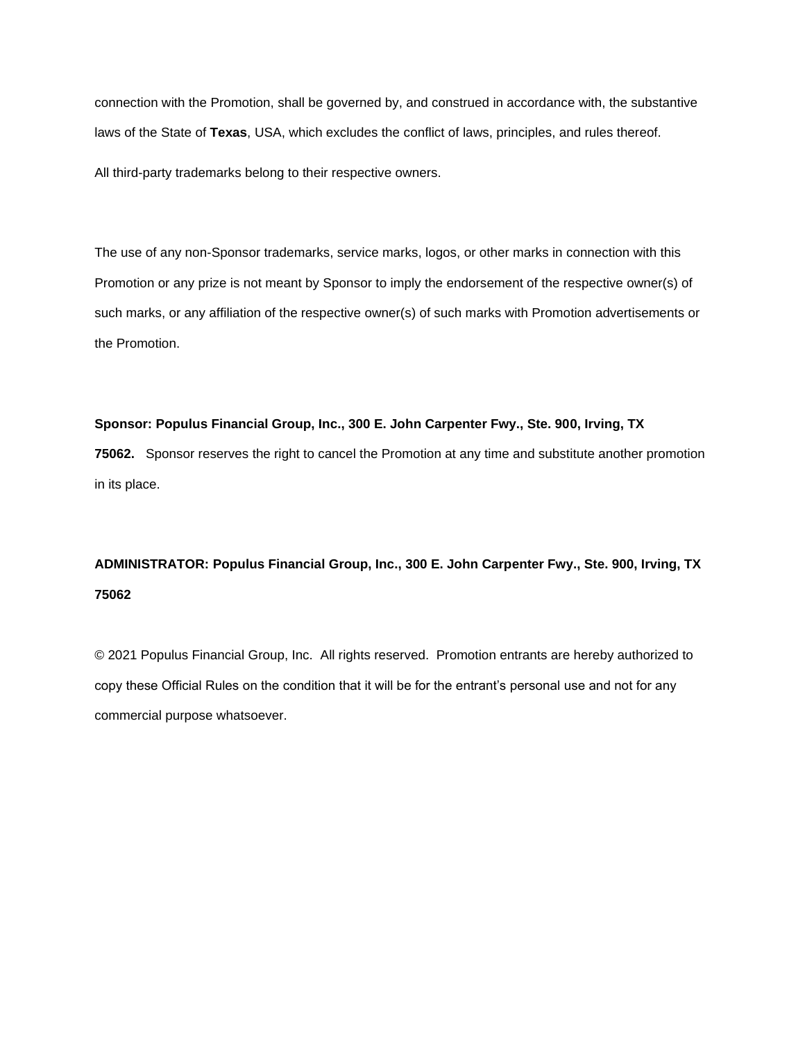connection with the Promotion, shall be governed by, and construed in accordance with, the substantive laws of the State of **Texas**, USA, which excludes the conflict of laws, principles, and rules thereof.

All third-party trademarks belong to their respective owners.

The use of any non-Sponsor trademarks, service marks, logos, or other marks in connection with this Promotion or any prize is not meant by Sponsor to imply the endorsement of the respective owner(s) of such marks, or any affiliation of the respective owner(s) of such marks with Promotion advertisements or the Promotion.

**Sponsor: Populus Financial Group, Inc., 300 E. John Carpenter Fwy., Ste. 900, Irving, TX 75062.** Sponsor reserves the right to cancel the Promotion at any time and substitute another promotion in its place.

**ADMINISTRATOR: Populus Financial Group, Inc., 300 E. John Carpenter Fwy., Ste. 900, Irving, TX 75062**

© 2021 Populus Financial Group, Inc. All rights reserved. Promotion entrants are hereby authorized to copy these Official Rules on the condition that it will be for the entrant's personal use and not for any commercial purpose whatsoever.